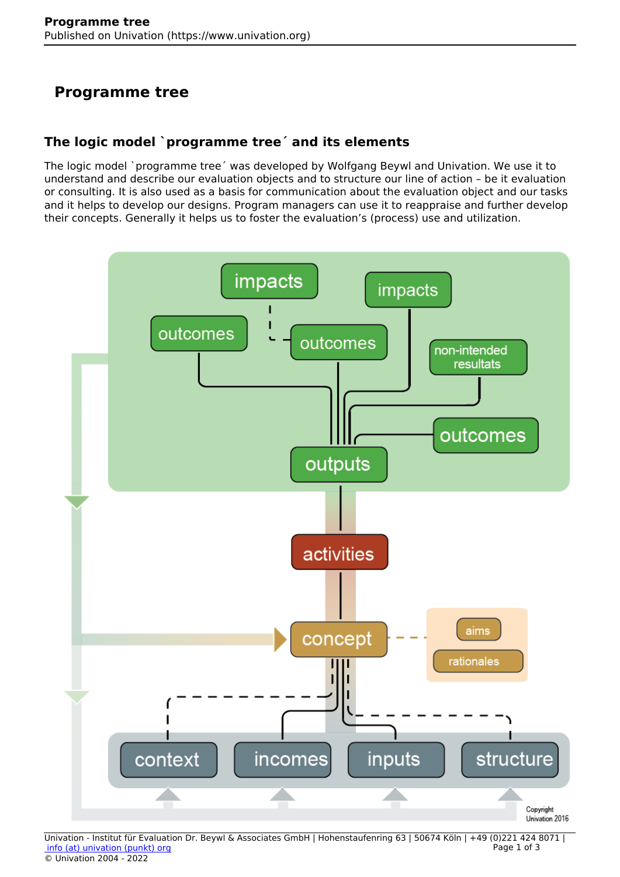# Programme tree

## The logic model `programme tree´ and its elements

The logic model `programme tree´ was developed by Wolfgang Beywl and Univation. We use it to understand and describe our evaluation objects and to structure our line of action – be it evaluation or consulting. It is also used as a basis for communication about the evaluation object and our tasks and it helps to develop our designs. Program managers can use it to reappraise and further develop their concepts. Generally it helps us to foster the evaluation's (process) use and utilization.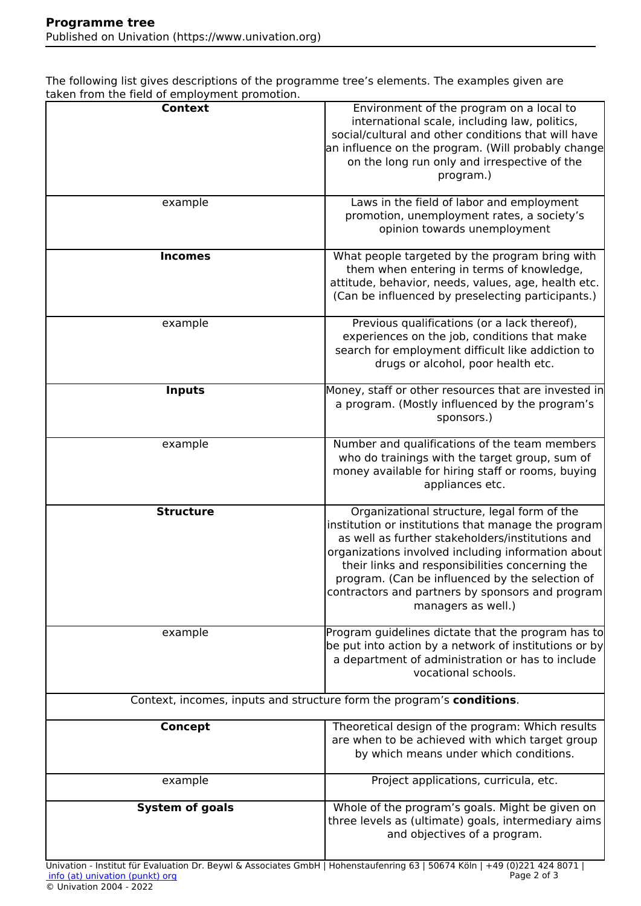The following list gives descriptions of the programme tree's elements. The examples given are taken from the field of employment promotion.

| **Context** | Environment of the program on a local to international scale, including law, politics, social/cultural and other conditions that will have an influence on the program. (Will probably change on the long run only and irrespective of the program.) |
|---|---|
| example | Laws in the field of labor and employment promotion, unemployment rates, a society's opinion towards unemployment |
| **Incomes** | What people targeted by the program bring with them when entering in terms of knowledge, attitude, behavior, needs, values, age, health etc. (Can be influenced by preselecting participants.) |
| example | Previous qualifications (or a lack thereof), experiences on the job, conditions that make search for employment difficult like addiction to drugs or alcohol, poor health etc. |
| **Inputs** | Money, staff or other resources that are invested in a program. (Mostly influenced by the program's sponsors.) |
| example | Number and qualifications of the team members who do trainings with the target group, sum of money available for hiring staff or rooms, buying appliances etc. |
| **Structure** | Organizational structure, legal form of the institution or institutions that manage the program as well as further stakeholders/institutions and organizations involved including information about their links and responsibilities concerning the program. (Can be influenced by the selection of contractors and partners by sponsors and program managers as well.) |
| example | Program guidelines dictate that the program has to be put into action by a network of institutions or by a department of administration or has to include vocational schools. |
| Context, incomes, inputs and structure form the program's **conditions**. | |
| **Concept** | Theoretical design of the program: Which results are when to be achieved with which target group by which means under which conditions. |
| example | Project applications, curricula, etc. |
| **System of goals** | Whole of the program's goals. Might be given on three levels as (ultimate) goals, intermediary aims and objectives of a program. |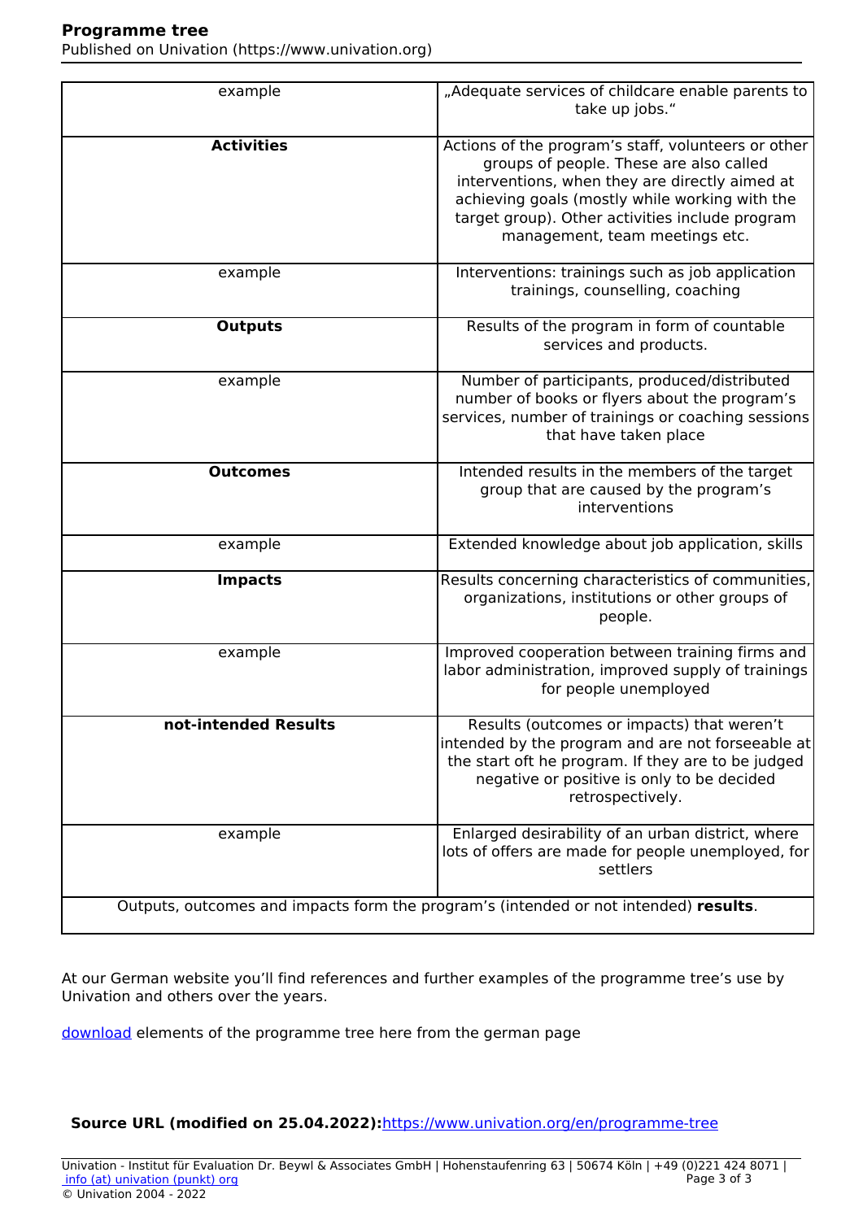| | |
|---|---|
| example | „Adequate services of childcare enable parents to take up jobs.“ |
| **Activities** | Actions of the program's staff, volunteers or other groups of people. These are also called interventions, when they are directly aimed at achieving goals (mostly while working with the target group). Other activities include program management, team meetings etc. |
| example | Interventions: trainings such as job application trainings, counselling, coaching |
| **Outputs** | Results of the program in form of countable services and products. |
| example | Number of participants, produced/distributed number of books or flyers about the program's services, number of trainings or coaching sessions that have taken place |
| **Outcomes** | Intended results in the members of the target group that are caused by the program's interventions |
| example | Extended knowledge about job application, skills |
| **Impacts** | Results concerning characteristics of communities, organizations, institutions or other groups of people. |
| example | Improved cooperation between training firms and labor administration, improved supply of trainings for people unemployed |
| **not-intended Results** | Results (outcomes or impacts) that weren't intended by the program and are not forseeable at the start oft he program. If they are to be judged negative or positive is only to be decided retrospectively. |
| example | Enlarged desirability of an urban district, where lots of offers are made for people unemployed, for settlers |
| Outputs, outcomes and impacts form the program's (intended or not intended) **results**. | |

At our German website you'll find references and further examples of the programme tree's use by Univation and others over the years.

[download](https://www.univation.org/en/programme-tree) elements of the programme tree here from the german page

**Source URL (modified on 25.04.2022):** https://www.univation.org/en/programme-tree

Univation - Institut für Evaluation Dr. Beywl & Associates GmbH | Hohenstaufenring 63 | 50674 Köln | +49 (0)221 424 8071 | info (at) univation (punkt) org
© Univation 2004 - 2022